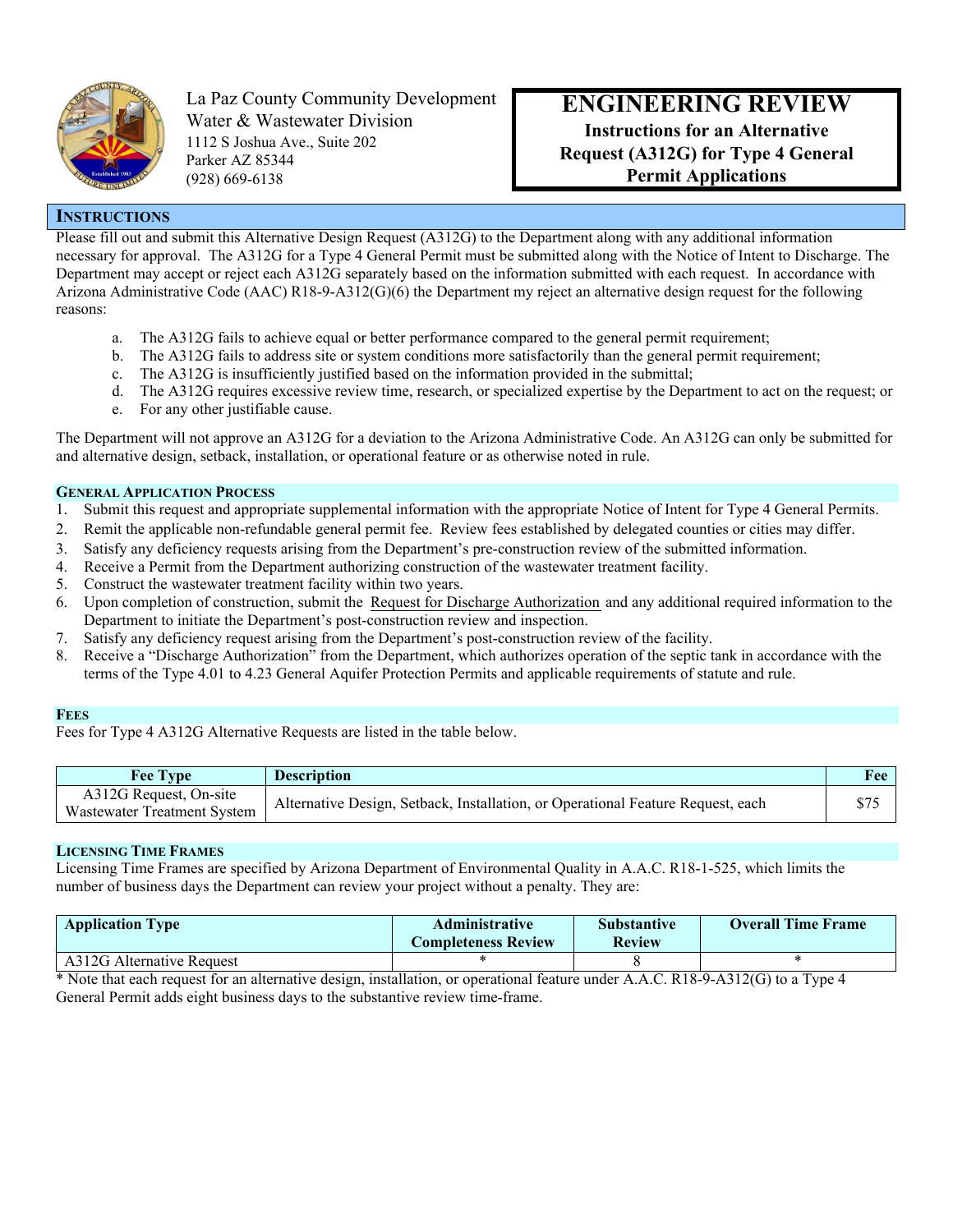La Paz County Community Development
Water & Wastewater Division
1112 S Joshua Ave., Suite 202
Parker AZ 85344
(928) 669-6138

# ENGINEERING REVIEW

**Instructions for an Alternative Request (A312G) for Type 4 General Permit Applications**

## INSTRUCTIONS

Please fill out and submit this Alternative Design Request (A312G) to the Department along with any additional information necessary for approval. The A312G for a Type 4 General Permit must be submitted along with the Notice of Intent to Discharge. The Department may accept or reject each A312G separately based on the information submitted with each request. In accordance with Arizona Administrative Code (AAC) R18-9-A312(G)(6) the Department my reject an alternative design request for the following reasons:

a. The A312G fails to achieve equal or better performance compared to the general permit requirement;
b. The A312G fails to address site or system conditions more satisfactorily than the general permit requirement;
c. The A312G is insufficiently justified based on the information provided in the submittal;
d. The A312G requires excessive review time, research, or specialized expertise by the Department to act on the request; or
e. For any other justifiable cause.

The Department will not approve an A312G for a deviation to the Arizona Administrative Code. An A312G can only be submitted for and alternative design, setback, installation, or operational feature or as otherwise noted in rule.

### GENERAL APPLICATION PROCESS

1. Submit this request and appropriate supplemental information with the appropriate Notice of Intent for Type 4 General Permits.
2. Remit the applicable non-refundable general permit fee. Review fees established by delegated counties or cities may differ.
3. Satisfy any deficiency requests arising from the Department's pre-construction review of the submitted information.
4. Receive a Permit from the Department authorizing construction of the wastewater treatment facility.
5. Construct the wastewater treatment facility within two years.
6. Upon completion of construction, submit the Request for Discharge Authorization and any additional required information to the Department to initiate the Department's post-construction review and inspection.
7. Satisfy any deficiency request arising from the Department's post-construction review of the facility.
8. Receive a "Discharge Authorization" from the Department, which authorizes operation of the septic tank in accordance with the terms of the Type 4.01 to 4.23 General Aquifer Protection Permits and applicable requirements of statute and rule.

### FEES

Fees for Type 4 A312G Alternative Requests are listed in the table below.

| Fee Type | Description | Fee |
|---|---|---|
| A312G Request, On-site Wastewater Treatment System | Alternative Design, Setback, Installation, or Operational Feature Request, each | $75 |

### LICENSING TIME FRAMES

Licensing Time Frames are specified by Arizona Department of Environmental Quality in A.A.C. R18-1-525, which limits the number of business days the Department can review your project without a penalty. They are:

| Application Type | Administrative Completeness Review | Substantive Review | Overall Time Frame |
|---|---|---|---|
| A312G Alternative Request | * | 8 | * |

* Note that each request for an alternative design, installation, or operational feature under A.A.C. R18-9-A312(G) to a Type 4 General Permit adds eight business days to the substantive review time-frame.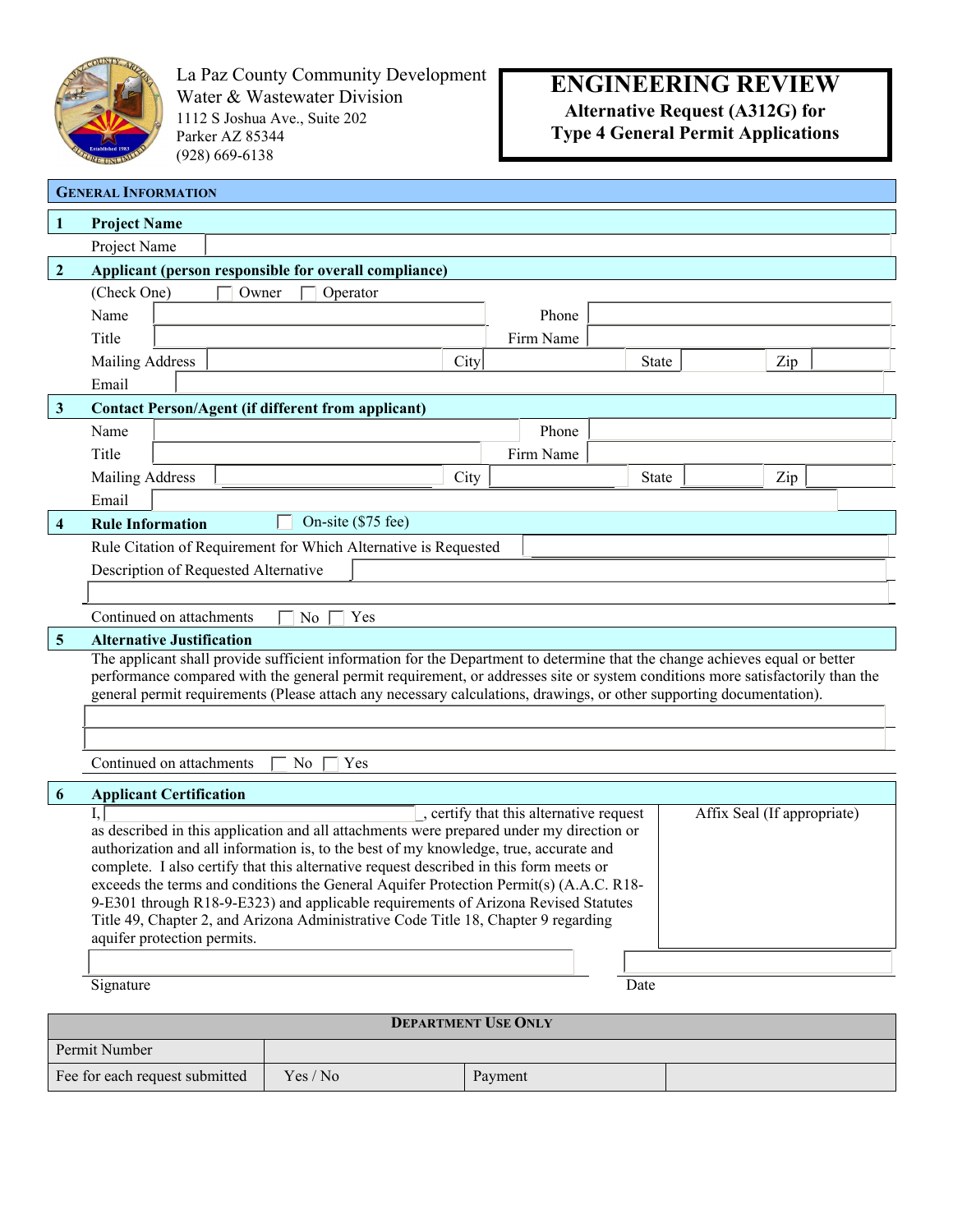La Paz County Community Development
Water & Wastewater Division
1112 S Joshua Ave., Suite 202
Parker AZ 85344
(928) 669-6138

# ENGINEERING REVIEW

**Alternative Request (A312G) for Type 4 General Permit Applications**

## GENERAL INFORMATION

### 1 Project Name

Project Name ______________________________

### 2 Applicant (person responsible for overall compliance)

(Check One) ☐ Owner ☐ Operator

Name ______________________ Phone ______________________

Title ______________________ Firm Name ______________________

Mailing Address ______________ City ______________ State ______ Zip ______

Email ______________________________

### 3 Contact Person/Agent (if different from applicant)

Name ______________________ Phone ______________________

Title ______________________ Firm Name ______________________

Mailing Address ______________ City ______________ State ______ Zip ______

Email ______________________________

### 4 Rule Information ☐ On-site ($75 fee)

Rule Citation of Requirement for Which Alternative is Requested ______________________

Description of Requested Alternative ______________________

Continued on attachments ☐ No ☐ Yes

### 5 Alternative Justification

The applicant shall provide sufficient information for the Department to determine that the change achieves equal or better performance compared with the general permit requirement, or addresses site or system conditions more satisfactorily than the general permit requirements (Please attach any necessary calculations, drawings, or other supporting documentation).

Continued on attachments ☐ No ☐ Yes

### 6 Applicant Certification

I, ______________________, certify that this alternative request as described in this application and all attachments were prepared under my direction or authorization and all information is, to the best of my knowledge, true, accurate and complete. I also certify that this alternative request described in this form meets or exceeds the terms and conditions the General Aquifer Protection Permit(s) (A.A.C. R18-9-E301 through R18-9-E323) and applicable requirements of Arizona Revised Statutes Title 49, Chapter 2, and Arizona Administrative Code Title 18, Chapter 9 regarding aquifer protection permits.

Affix Seal (If appropriate)

______________________ Signature

______________________ Date

## DEPARTMENT USE ONLY

| | | | |
|---|---|---|---|
| Permit Number | | | |
| Fee for each request submitted | Yes / No | Payment | |